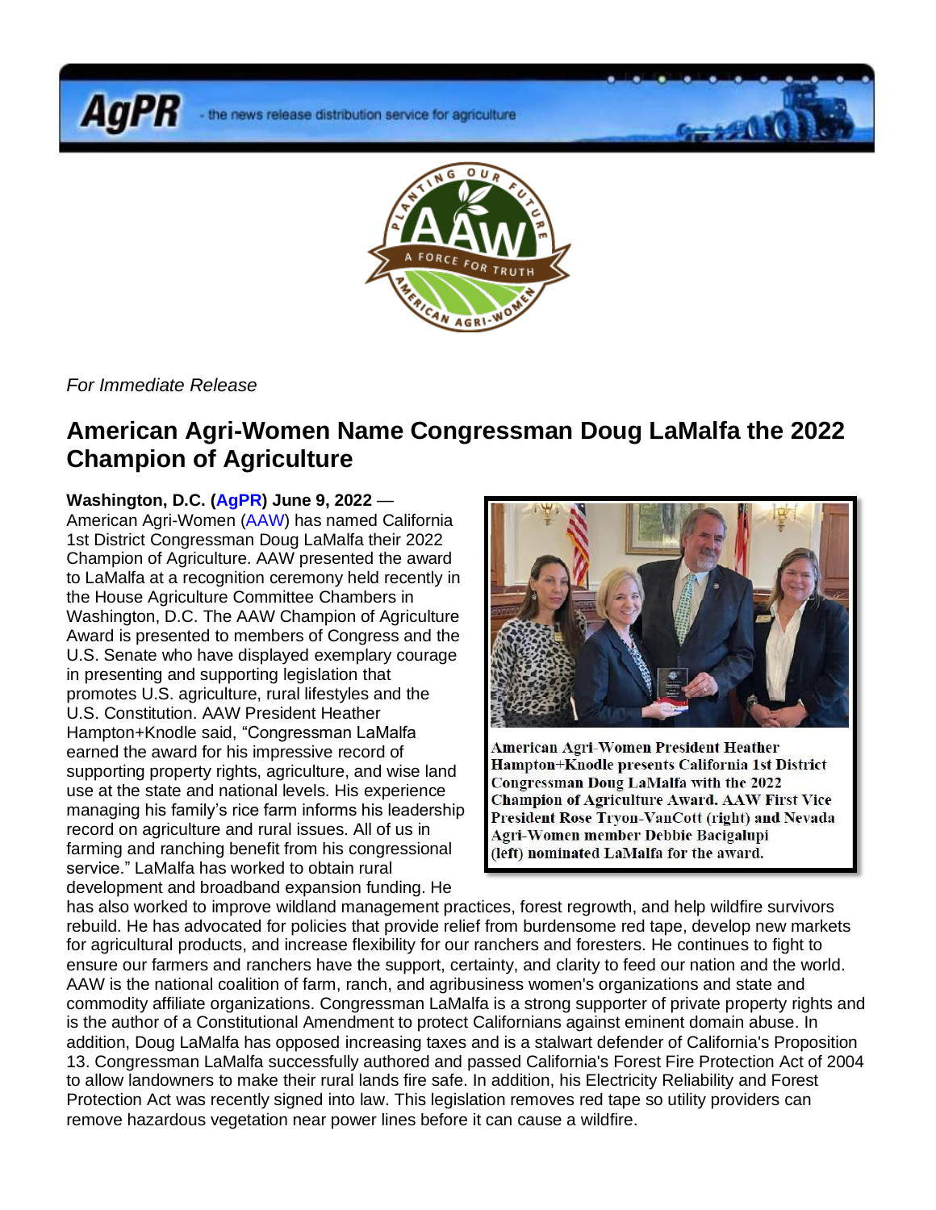AgPR - the news release distribution service for agriculture

*For Immediate Release*

# American Agri-Women Name Congressman Doug LaMalfa the 2022 Champion of Agriculture

**Washington, D.C. (AgPR) June 9, 2022** — American Agri-Women (AAW) has named California 1st District Congressman Doug LaMalfa their 2022 Champion of Agriculture. AAW presented the award to LaMalfa at a recognition ceremony held recently in the House Agriculture Committee Chambers in Washington, D.C. The AAW Champion of Agriculture Award is presented to members of Congress and the U.S. Senate who have displayed exemplary courage in presenting and supporting legislation that promotes U.S. agriculture, rural lifestyles and the U.S. Constitution. AAW President Heather Hampton+Knodle said, "Congressman LaMalfa earned the award for his impressive record of supporting property rights, agriculture, and wise land use at the state and national levels. His experience managing his family's rice farm informs his leadership record on agriculture and rural issues. All of us in farming and ranching benefit from his congressional service." LaMalfa has worked to obtain rural development and broadband expansion funding. He has also worked to improve wildland management practices, forest regrowth, and help wildfire survivors rebuild. He has advocated for policies that provide relief from burdensome red tape, develop new markets for agricultural products, and increase flexibility for our ranchers and foresters. He continues to fight to ensure our farmers and ranchers have the support, certainty, and clarity to feed our nation and the world. AAW is the national coalition of farm, ranch, and agribusiness women's organizations and state and commodity affiliate organizations. Congressman LaMalfa is a strong supporter of private property rights and is the author of a Constitutional Amendment to protect Californians against eminent domain abuse. In addition, Doug LaMalfa has opposed increasing taxes and is a stalwart defender of California's Proposition 13. Congressman LaMalfa successfully authored and passed California's Forest Fire Protection Act of 2004 to allow landowners to make their rural lands fire safe. In addition, his Electricity Reliability and Forest Protection Act was recently signed into law. This legislation removes red tape so utility providers can remove hazardous vegetation near power lines before it can cause a wildfire.

**American Agri-Women President Heather Hampton+Knodle presents California 1st District Congressman Doug LaMalfa with the 2022 Champion of Agriculture Award. AAW First Vice President Rose Tryon-VanCott (right) and Nevada Agri-Women member Debbie Bacigalupi (left) nominated LaMalfa for the award.**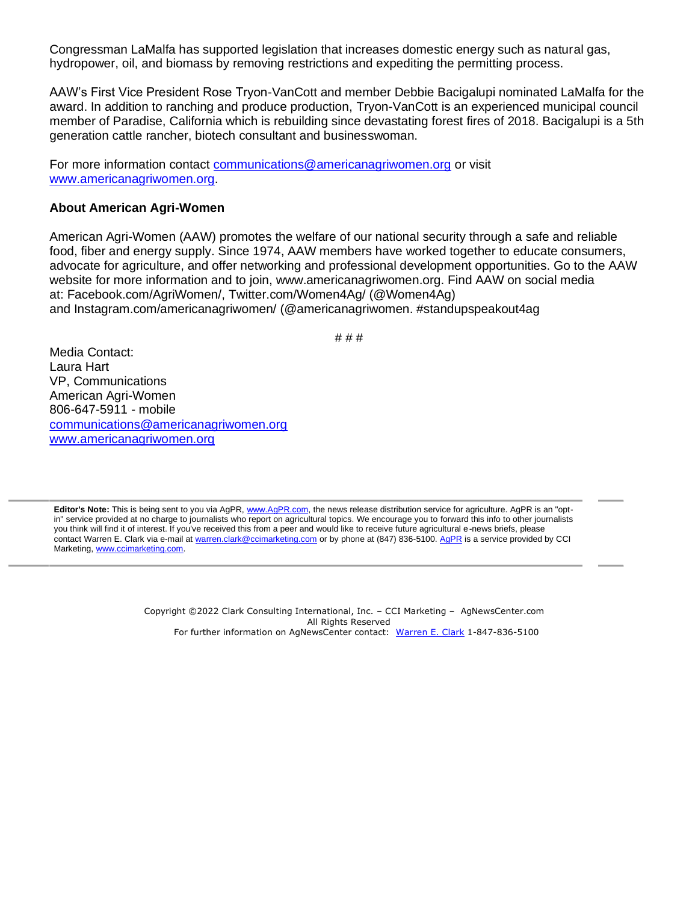Congressman LaMalfa has supported legislation that increases domestic energy such as natural gas, hydropower, oil, and biomass by removing restrictions and expediting the permitting process.

AAW's First Vice President Rose Tryon-VanCott and member Debbie Bacigalupi nominated LaMalfa for the award. In addition to ranching and produce production, Tryon-VanCott is an experienced municipal council member of Paradise, California which is rebuilding since devastating forest fires of 2018. Bacigalupi is a 5th generation cattle rancher, biotech consultant and businesswoman.

For more information contact communications@americanagriwomen.org or visit www.americanagriwomen.org.

**About American Agri-Women**

American Agri-Women (AAW) promotes the welfare of our national security through a safe and reliable food, fiber and energy supply. Since 1974, AAW members have worked together to educate consumers, advocate for agriculture, and offer networking and professional development opportunities. Go to the AAW website for more information and to join, www.americanagriwomen.org. Find AAW on social media at: Facebook.com/AgriWomen/, Twitter.com/Women4Ag/ (@Women4Ag) and Instagram.com/americanagriwomen/ (@americanagriwomen. #standupspeakout4ag

# # #

Media Contact:
Laura Hart
VP, Communications
American Agri-Women
806-647-5911 - mobile
communications@americanagriwomen.org
www.americanagriwomen.org

**Editor's Note:** This is being sent to you via AgPR, www.AgPR.com, the news release distribution service for agriculture. AgPR is an "opt-in" service provided at no charge to journalists who report on agricultural topics. We encourage you to forward this info to other journalists you think will find it of interest. If you've received this from a peer and would like to receive future agricultural e-news briefs, please contact Warren E. Clark via e-mail at warren.clark@ccimarketing.com or by phone at (847) 836-5100. AgPR is a service provided by CCI Marketing, www.ccimarketing.com.

Copyright ©2022 Clark Consulting International, Inc. – CCI Marketing – AgNewsCenter.com
All Rights Reserved
For further information on AgNewsCenter contact: Warren E. Clark 1-847-836-5100